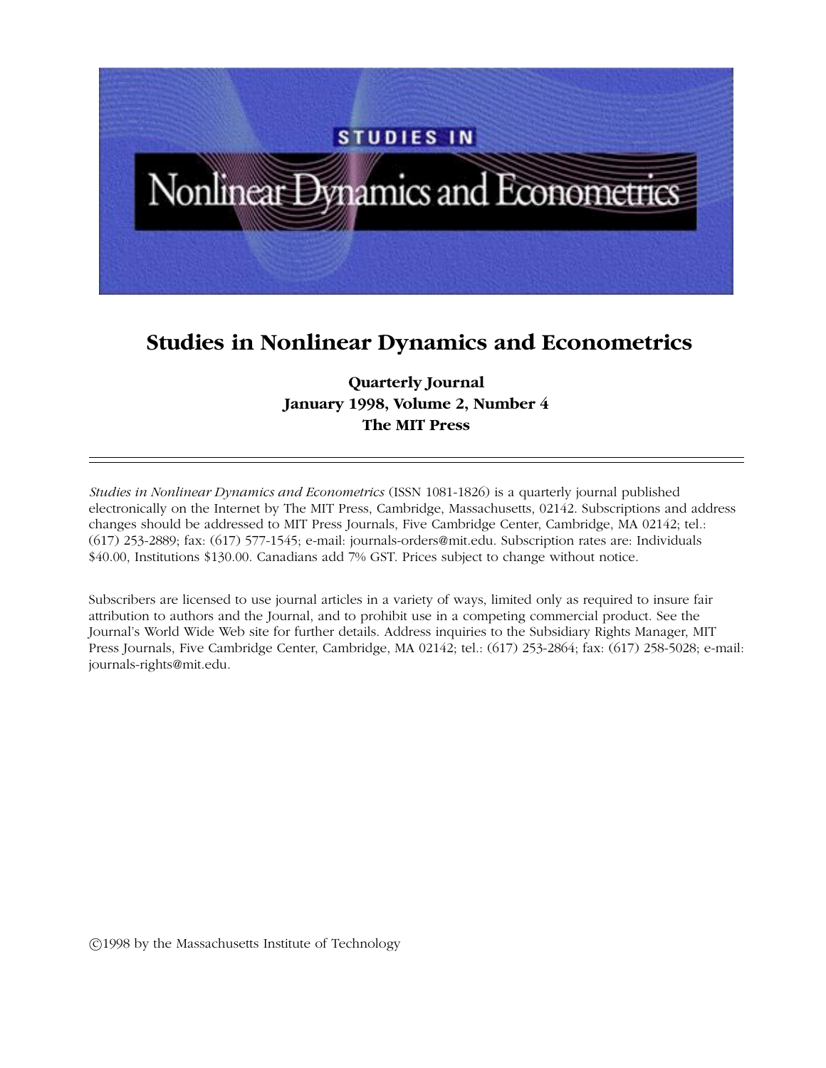# Studies in Nonlinear Dynamics and Econometrics

**Quarterly Journal**
**January 1998, Volume 2, Number 4**
**The MIT Press**

---

*Studies in Nonlinear Dynamics and Econometrics* (ISSN 1081-1826) is a quarterly journal published electronically on the Internet by The MIT Press, Cambridge, Massachusetts, 02142. Subscriptions and address changes should be addressed to MIT Press Journals, Five Cambridge Center, Cambridge, MA 02142; tel.: (617) 253-2889; fax: (617) 577-1545; e-mail: journals-orders@mit.edu. Subscription rates are: Individuals $40.00, Institutions $130.00. Canadians add 7% GST. Prices subject to change without notice.

Subscribers are licensed to use journal articles in a variety of ways, limited only as required to insure fair attribution to authors and the Journal, and to prohibit use in a competing commercial product. See the Journal's World Wide Web site for further details. Address inquiries to the Subsidiary Rights Manager, MIT Press Journals, Five Cambridge Center, Cambridge, MA 02142; tel.: (617) 253-2864; fax: (617) 258-5028; e-mail: journals-rights@mit.edu.

©1998 by the Massachusetts Institute of Technology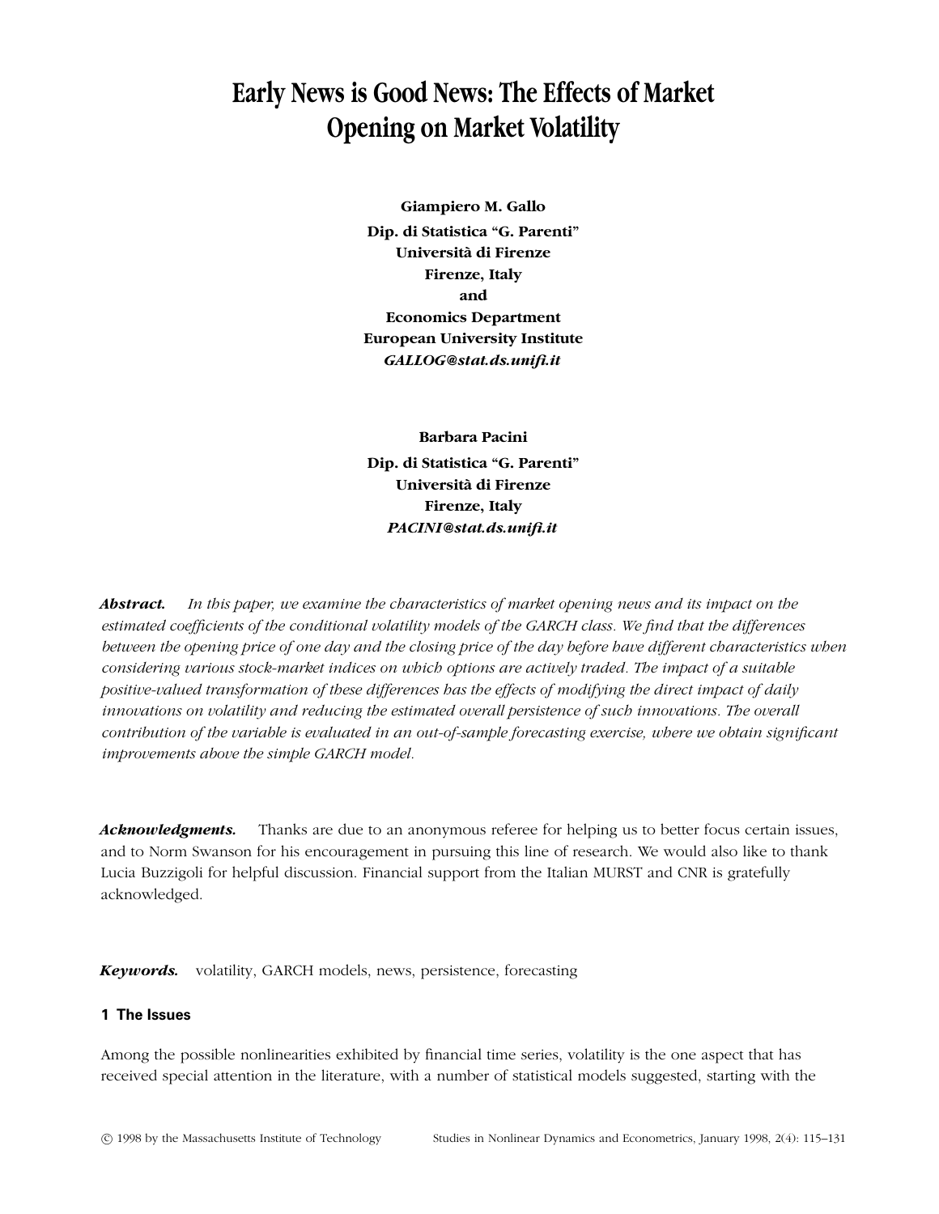# Early News is Good News: The Effects of Market Opening on Market Volatility

**Giampiero M. Gallo**
**Dip. di Statistica "G. Parenti"**
**Università di Firenze**
**Firenze, Italy**
**and**
**Economics Department**
**European University Institute**
***GALLOG@stat.ds.unifi.it***

**Barbara Pacini**
**Dip. di Statistica "G. Parenti"**
**Università di Firenze**
**Firenze, Italy**
***PACINI@stat.ds.unifi.it***

***Abstract.*** *In this paper, we examine the characteristics of market opening news and its impact on the estimated coefficients of the conditional volatility models of the GARCH class. We find that the differences between the opening price of one day and the closing price of the day before have different characteristics when considering various stock-market indices on which options are actively traded. The impact of a suitable positive-valued transformation of these differences has the effects of modifying the direct impact of daily innovations on volatility and reducing the estimated overall persistence of such innovations. The overall contribution of the variable is evaluated in an out-of-sample forecasting exercise, where we obtain significant improvements above the simple GARCH model.*

***Acknowledgments.*** Thanks are due to an anonymous referee for helping us to better focus certain issues, and to Norm Swanson for his encouragement in pursuing this line of research. We would also like to thank Lucia Buzzigoli for helpful discussion. Financial support from the Italian MURST and CNR is gratefully acknowledged.

***Keywords.*** volatility, GARCH models, news, persistence, forecasting

## 1 The Issues

Among the possible nonlinearities exhibited by financial time series, volatility is the one aspect that has received special attention in the literature, with a number of statistical models suggested, starting with the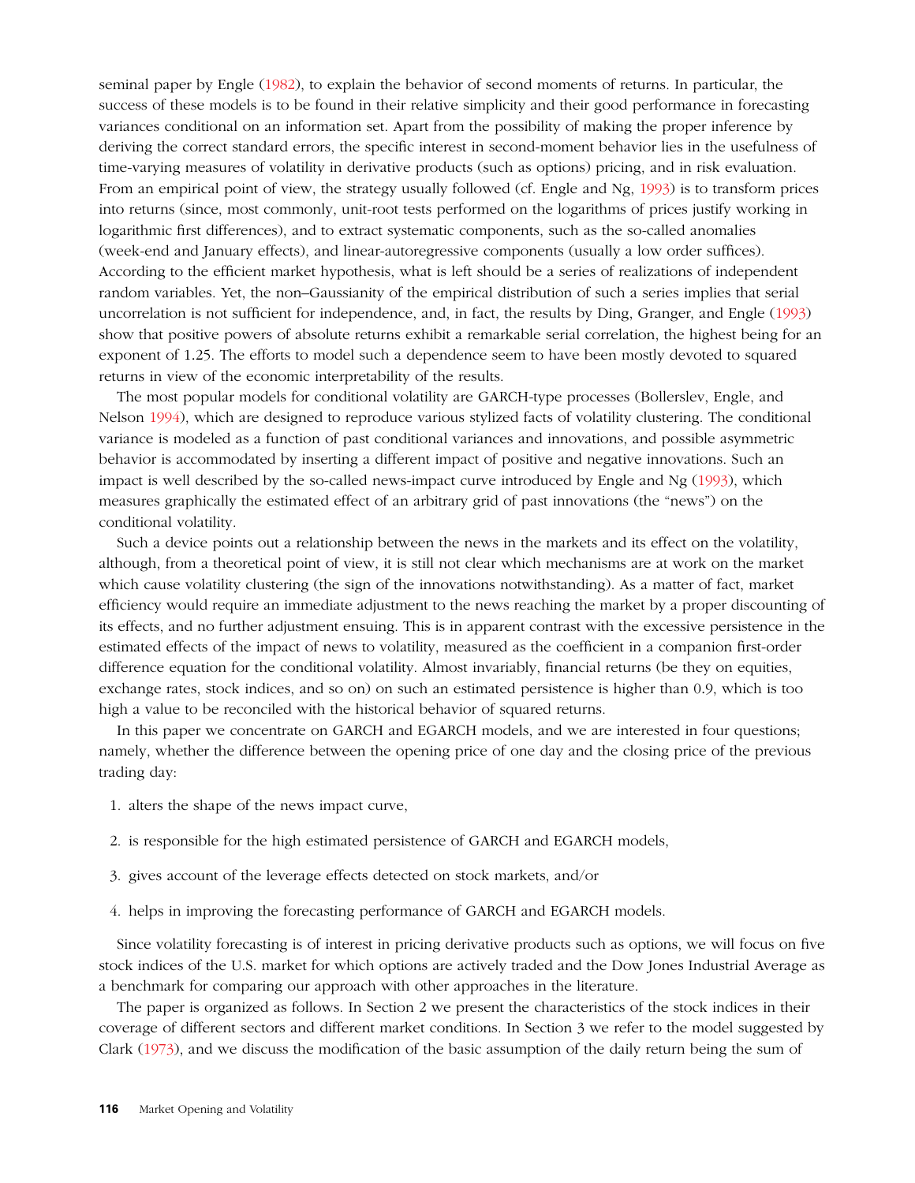seminal paper by Engle (1982), to explain the behavior of second moments of returns. In particular, the success of these models is to be found in their relative simplicity and their good performance in forecasting variances conditional on an information set. Apart from the possibility of making the proper inference by deriving the correct standard errors, the specific interest in second-moment behavior lies in the usefulness of time-varying measures of volatility in derivative products (such as options) pricing, and in risk evaluation. From an empirical point of view, the strategy usually followed (cf. Engle and Ng, 1993) is to transform prices into returns (since, most commonly, unit-root tests performed on the logarithms of prices justify working in logarithmic first differences), and to extract systematic components, such as the so-called anomalies (week-end and January effects), and linear-autoregressive components (usually a low order suffices). According to the efficient market hypothesis, what is left should be a series of realizations of independent random variables. Yet, the non–Gaussianity of the empirical distribution of such a series implies that serial uncorrelation is not sufficient for independence, and, in fact, the results by Ding, Granger, and Engle (1993) show that positive powers of absolute returns exhibit a remarkable serial correlation, the highest being for an exponent of 1.25. The efforts to model such a dependence seem to have been mostly devoted to squared returns in view of the economic interpretability of the results.

The most popular models for conditional volatility are GARCH-type processes (Bollerslev, Engle, and Nelson 1994), which are designed to reproduce various stylized facts of volatility clustering. The conditional variance is modeled as a function of past conditional variances and innovations, and possible asymmetric behavior is accommodated by inserting a different impact of positive and negative innovations. Such an impact is well described by the so-called news-impact curve introduced by Engle and Ng (1993), which measures graphically the estimated effect of an arbitrary grid of past innovations (the "news") on the conditional volatility.

Such a device points out a relationship between the news in the markets and its effect on the volatility, although, from a theoretical point of view, it is still not clear which mechanisms are at work on the market which cause volatility clustering (the sign of the innovations notwithstanding). As a matter of fact, market efficiency would require an immediate adjustment to the news reaching the market by a proper discounting of its effects, and no further adjustment ensuing. This is in apparent contrast with the excessive persistence in the estimated effects of the impact of news to volatility, measured as the coefficient in a companion first-order difference equation for the conditional volatility. Almost invariably, financial returns (be they on equities, exchange rates, stock indices, and so on) on such an estimated persistence is higher than 0.9, which is too high a value to be reconciled with the historical behavior of squared returns.

In this paper we concentrate on GARCH and EGARCH models, and we are interested in four questions; namely, whether the difference between the opening price of one day and the closing price of the previous trading day:

1. alters the shape of the news impact curve,
2. is responsible for the high estimated persistence of GARCH and EGARCH models,
3. gives account of the leverage effects detected on stock markets, and/or
4. helps in improving the forecasting performance of GARCH and EGARCH models.

Since volatility forecasting is of interest in pricing derivative products such as options, we will focus on five stock indices of the U.S. market for which options are actively traded and the Dow Jones Industrial Average as a benchmark for comparing our approach with other approaches in the literature.

The paper is organized as follows. In Section 2 we present the characteristics of the stock indices in their coverage of different sectors and different market conditions. In Section 3 we refer to the model suggested by Clark (1973), and we discuss the modification of the basic assumption of the daily return being the sum of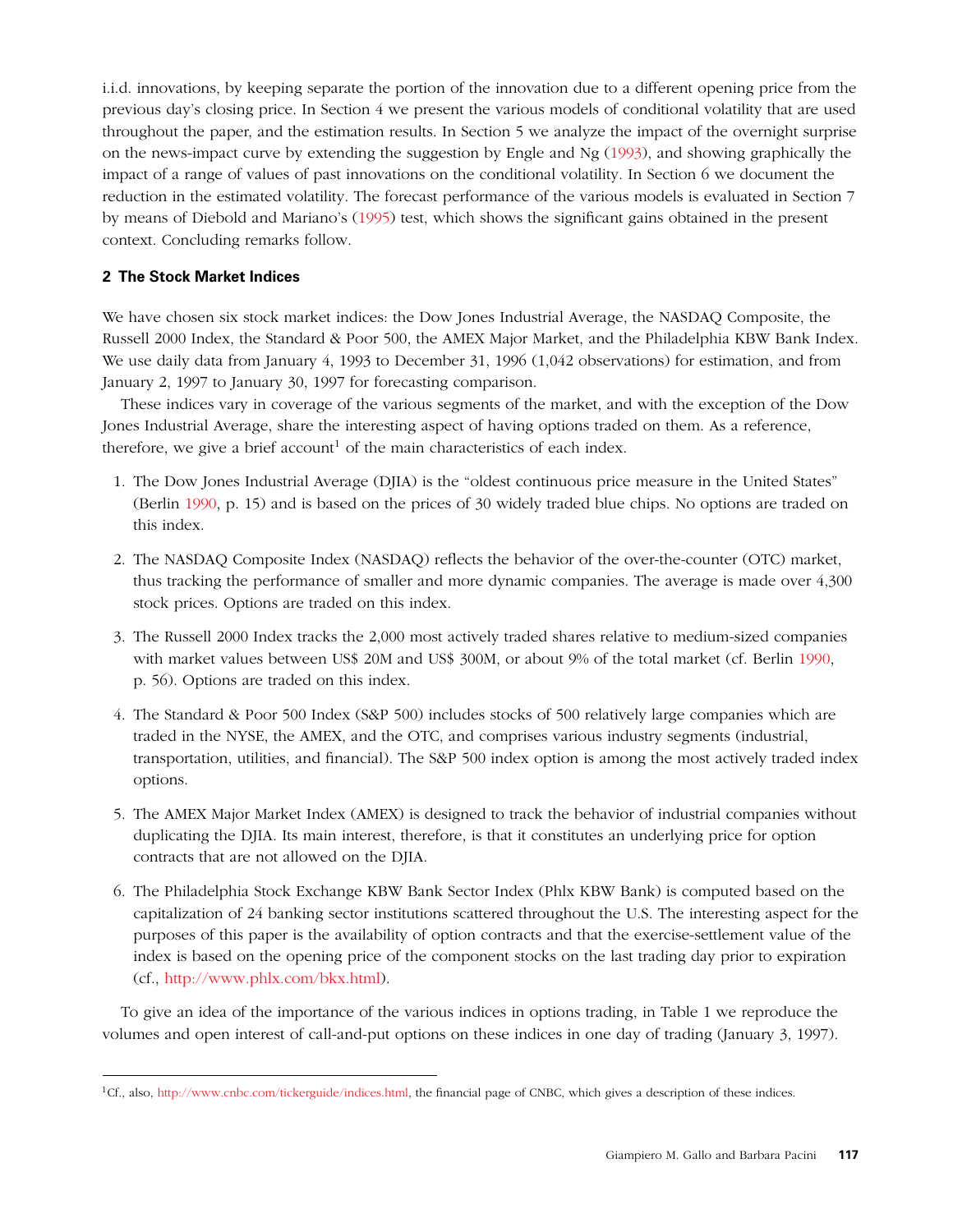i.i.d. innovations, by keeping separate the portion of the innovation due to a different opening price from the previous day's closing price. In Section 4 we present the various models of conditional volatility that are used throughout the paper, and the estimation results. In Section 5 we analyze the impact of the overnight surprise on the news-impact curve by extending the suggestion by Engle and Ng (1993), and showing graphically the impact of a range of values of past innovations on the conditional volatility. In Section 6 we document the reduction in the estimated volatility. The forecast performance of the various models is evaluated in Section 7 by means of Diebold and Mariano's (1995) test, which shows the significant gains obtained in the present context. Concluding remarks follow.

## 2 The Stock Market Indices

We have chosen six stock market indices: the Dow Jones Industrial Average, the NASDAQ Composite, the Russell 2000 Index, the Standard & Poor 500, the AMEX Major Market, and the Philadelphia KBW Bank Index. We use daily data from January 4, 1993 to December 31, 1996 (1,042 observations) for estimation, and from January 2, 1997 to January 30, 1997 for forecasting comparison.

These indices vary in coverage of the various segments of the market, and with the exception of the Dow Jones Industrial Average, share the interesting aspect of having options traded on them. As a reference, therefore, we give a brief account[1] of the main characteristics of each index.

1. The Dow Jones Industrial Average (DJIA) is the "oldest continuous price measure in the United States" (Berlin 1990, p. 15) and is based on the prices of 30 widely traded blue chips. No options are traded on this index.

2. The NASDAQ Composite Index (NASDAQ) reflects the behavior of the over-the-counter (OTC) market, thus tracking the performance of smaller and more dynamic companies. The average is made over 4,300 stock prices. Options are traded on this index.

3. The Russell 2000 Index tracks the 2,000 most actively traded shares relative to medium-sized companies with market values between US$ 20M and US$ 300M, or about 9% of the total market (cf. Berlin 1990, p. 56). Options are traded on this index.

4. The Standard & Poor 500 Index (S&P 500) includes stocks of 500 relatively large companies which are traded in the NYSE, the AMEX, and the OTC, and comprises various industry segments (industrial, transportation, utilities, and financial). The S&P 500 index option is among the most actively traded index options.

5. The AMEX Major Market Index (AMEX) is designed to track the behavior of industrial companies without duplicating the DJIA. Its main interest, therefore, is that it constitutes an underlying price for option contracts that are not allowed on the DJIA.

6. The Philadelphia Stock Exchange KBW Bank Sector Index (Phlx KBW Bank) is computed based on the capitalization of 24 banking sector institutions scattered throughout the U.S. The interesting aspect for the purposes of this paper is the availability of option contracts and that the exercise-settlement value of the index is based on the opening price of the component stocks on the last trading day prior to expiration (cf., http://www.phlx.com/bkx.html).

To give an idea of the importance of the various indices in options trading, in Table 1 we reproduce the volumes and open interest of call-and-put options on these indices in one day of trading (January 3, 1997).

[1] Cf., also, http://www.cnbc.com/tickerguide/indices.html, the financial page of CNBC, which gives a description of these indices.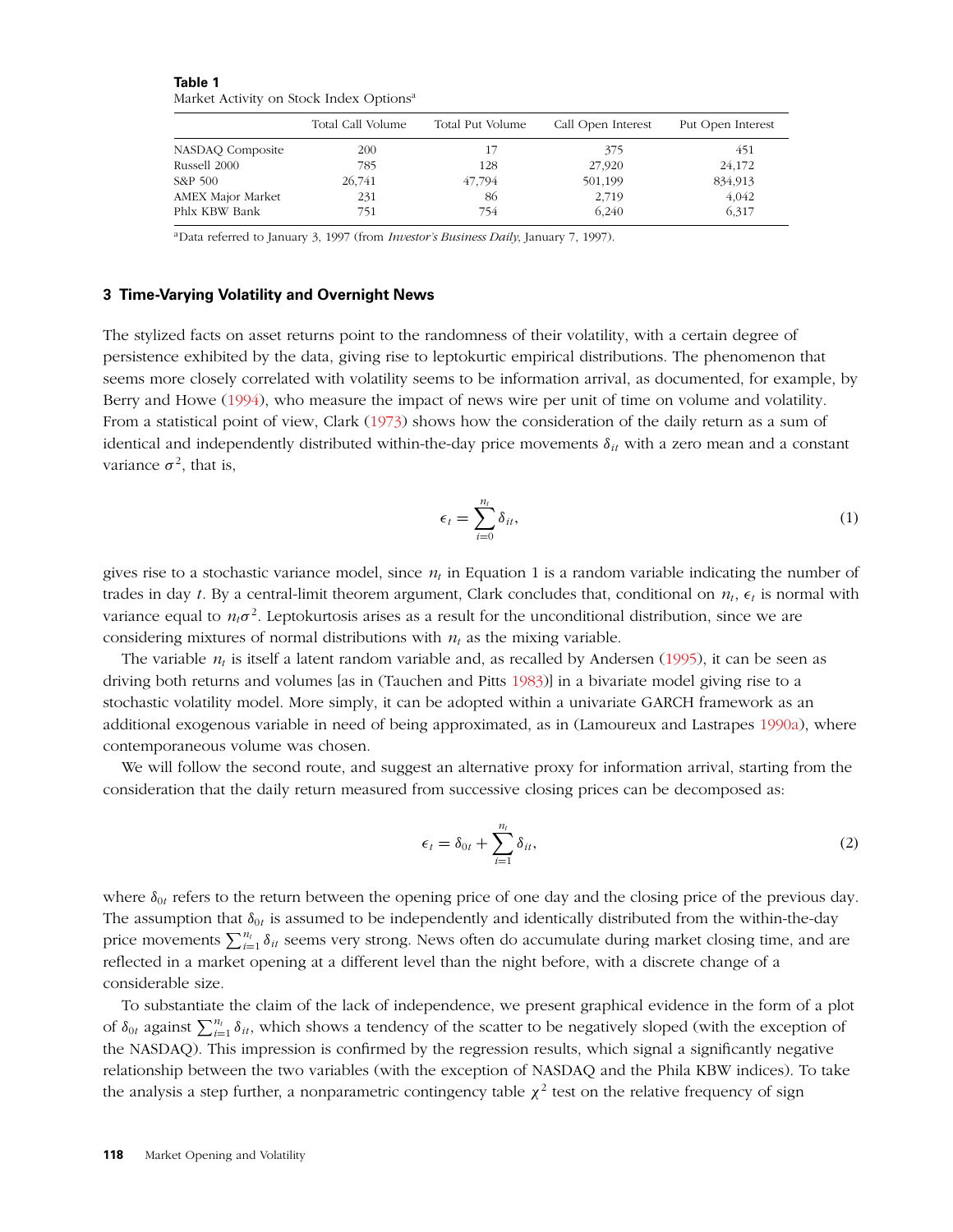**Table 1**
Market Activity on Stock Index Options[a]

| | Total Call Volume | Total Put Volume | Call Open Interest | Put Open Interest |
|---|---|---|---|---|
| NASDAQ Composite | 200 | 17 | 375 | 451 |
| Russell 2000 | 785 | 128 | 27,920 | 24,172 |
| S&P 500 | 26,741 | 47,794 | 501,199 | 834,913 |
| AMEX Major Market | 231 | 86 | 2,719 | 4,042 |
| Phlx KBW Bank | 751 | 754 | 6,240 | 6,317 |

[a]Data referred to January 3, 1997 (from *Investor's Business Daily*, January 7, 1997).

### 3 Time-Varying Volatility and Overnight News

The stylized facts on asset returns point to the randomness of their volatility, with a certain degree of persistence exhibited by the data, giving rise to leptokurtic empirical distributions. The phenomenon that seems more closely correlated with volatility seems to be information arrival, as documented, for example, by Berry and Howe (1994), who measure the impact of news wire per unit of time on volume and volatility. From a statistical point of view, Clark (1973) shows how the consideration of the daily return as a sum of identical and independently distributed within-the-day price movements $\delta_{it}$ with a zero mean and a constant variance $\sigma^2$, that is,

$$\epsilon_t = \sum_{i=0}^{n_t} \delta_{it}, \tag{1}$$

gives rise to a stochastic variance model, since $n_t$ in Equation 1 is a random variable indicating the number of trades in day $t$. By a central-limit theorem argument, Clark concludes that, conditional on $n_t$, $\epsilon_t$ is normal with variance equal to $n_t\sigma^2$. Leptokurtosis arises as a result for the unconditional distribution, since we are considering mixtures of normal distributions with $n_t$ as the mixing variable.

The variable $n_t$ is itself a latent random variable and, as recalled by Andersen (1995), it can be seen as driving both returns and volumes [as in (Tauchen and Pitts 1983)] in a bivariate model giving rise to a stochastic volatility model. More simply, it can be adopted within a univariate GARCH framework as an additional exogenous variable in need of being approximated, as in (Lamoureux and Lastrapes 1990a), where contemporaneous volume was chosen.

We will follow the second route, and suggest an alternative proxy for information arrival, starting from the consideration that the daily return measured from successive closing prices can be decomposed as:

$$\epsilon_t = \delta_{0t} + \sum_{i=1}^{n_t} \delta_{it}, \tag{2}$$

where $\delta_{0t}$ refers to the return between the opening price of one day and the closing price of the previous day. The assumption that $\delta_{0t}$ is assumed to be independently and identically distributed from the within-the-day price movements $\sum_{i=1}^{n_t} \delta_{it}$ seems very strong. News often do accumulate during market closing time, and are reflected in a market opening at a different level than the night before, with a discrete change of a considerable size.

To substantiate the claim of the lack of independence, we present graphical evidence in the form of a plot of $\delta_{0t}$ against $\sum_{i=1}^{n_t} \delta_{it}$, which shows a tendency of the scatter to be negatively sloped (with the exception of the NASDAQ). This impression is confirmed by the regression results, which signal a significantly negative relationship between the two variables (with the exception of NASDAQ and the Phila KBW indices). To take the analysis a step further, a nonparametric contingency table $\chi^2$ test on the relative frequency of sign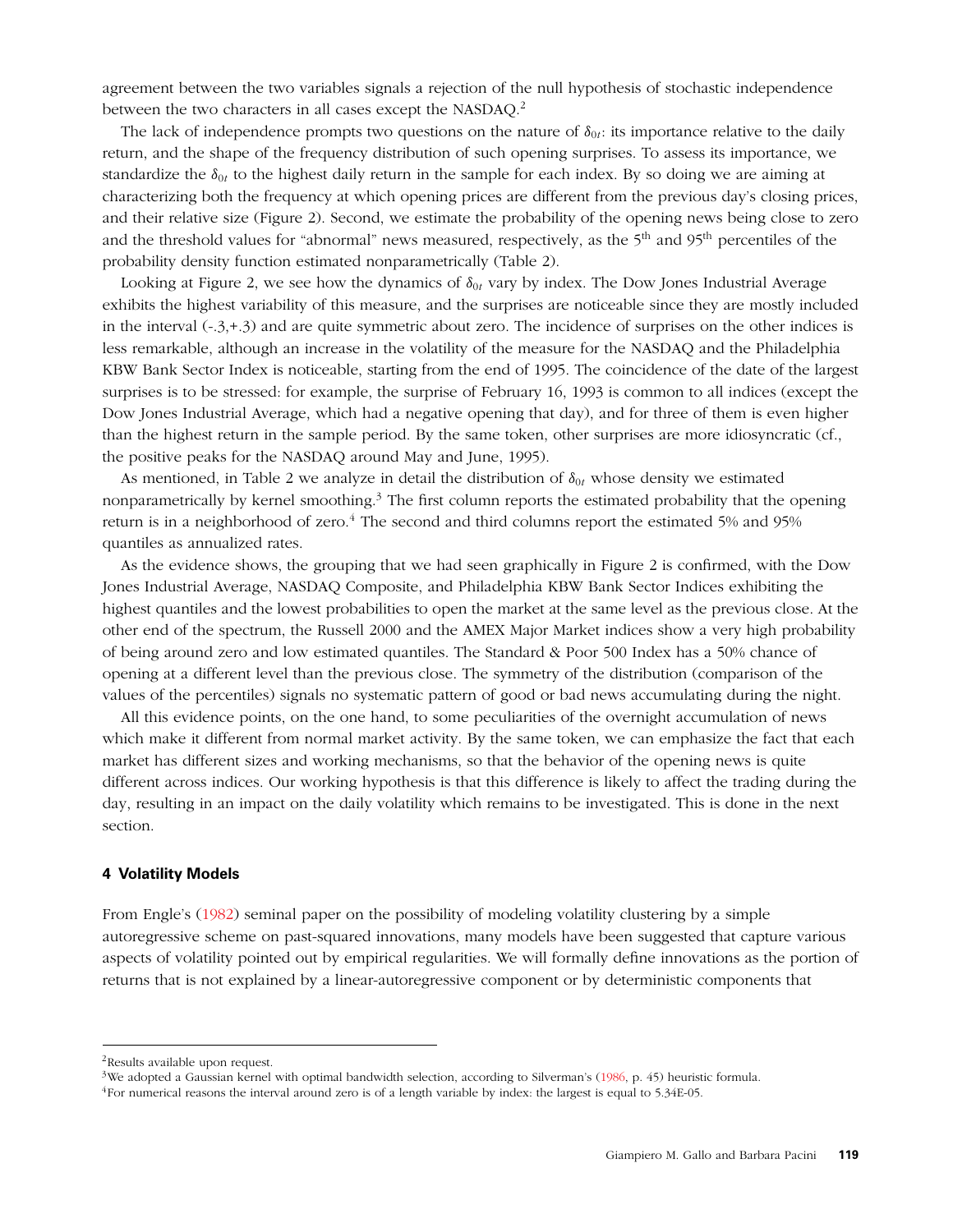agreement between the two variables signals a rejection of the null hypothesis of stochastic independence between the two characters in all cases except the NASDAQ.[2]

The lack of independence prompts two questions on the nature of $\delta_{0t}$: its importance relative to the daily return, and the shape of the frequency distribution of such opening surprises. To assess its importance, we standardize the $\delta_{0t}$ to the highest daily return in the sample for each index. By so doing we are aiming at characterizing both the frequency at which opening prices are different from the previous day's closing prices, and their relative size (Figure 2). Second, we estimate the probability of the opening news being close to zero and the threshold values for "abnormal" news measured, respectively, as the 5th and 95th percentiles of the probability density function estimated nonparametrically (Table 2).

Looking at Figure 2, we see how the dynamics of $\delta_{0t}$ vary by index. The Dow Jones Industrial Average exhibits the highest variability of this measure, and the surprises are noticeable since they are mostly included in the interval (-.3,+.3) and are quite symmetric about zero. The incidence of surprises on the other indices is less remarkable, although an increase in the volatility of the measure for the NASDAQ and the Philadelphia KBW Bank Sector Index is noticeable, starting from the end of 1995. The coincidence of the date of the largest surprises is to be stressed: for example, the surprise of February 16, 1993 is common to all indices (except the Dow Jones Industrial Average, which had a negative opening that day), and for three of them is even higher than the highest return in the sample period. By the same token, other surprises are more idiosyncratic (cf., the positive peaks for the NASDAQ around May and June, 1995).

As mentioned, in Table 2 we analyze in detail the distribution of $\delta_{0t}$ whose density we estimated nonparametrically by kernel smoothing.[3] The first column reports the estimated probability that the opening return is in a neighborhood of zero.[4] The second and third columns report the estimated 5% and 95% quantiles as annualized rates.

As the evidence shows, the grouping that we had seen graphically in Figure 2 is confirmed, with the Dow Jones Industrial Average, NASDAQ Composite, and Philadelphia KBW Bank Sector Indices exhibiting the highest quantiles and the lowest probabilities to open the market at the same level as the previous close. At the other end of the spectrum, the Russell 2000 and the AMEX Major Market indices show a very high probability of being around zero and low estimated quantiles. The Standard & Poor 500 Index has a 50% chance of opening at a different level than the previous close. The symmetry of the distribution (comparison of the values of the percentiles) signals no systematic pattern of good or bad news accumulating during the night.

All this evidence points, on the one hand, to some peculiarities of the overnight accumulation of news which make it different from normal market activity. By the same token, we can emphasize the fact that each market has different sizes and working mechanisms, so that the behavior of the opening news is quite different across indices. Our working hypothesis is that this difference is likely to affect the trading during the day, resulting in an impact on the daily volatility which remains to be investigated. This is done in the next section.

## 4 Volatility Models

From Engle's (1982) seminal paper on the possibility of modeling volatility clustering by a simple autoregressive scheme on past-squared innovations, many models have been suggested that capture various aspects of volatility pointed out by empirical regularities. We will formally define innovations as the portion of returns that is not explained by a linear-autoregressive component or by deterministic components that

---

[2] Results available upon request.

[3] We adopted a Gaussian kernel with optimal bandwidth selection, according to Silverman's (1986, p. 45) heuristic formula.

[4] For numerical reasons the interval around zero is of a length variable by index: the largest is equal to 5.34E-05.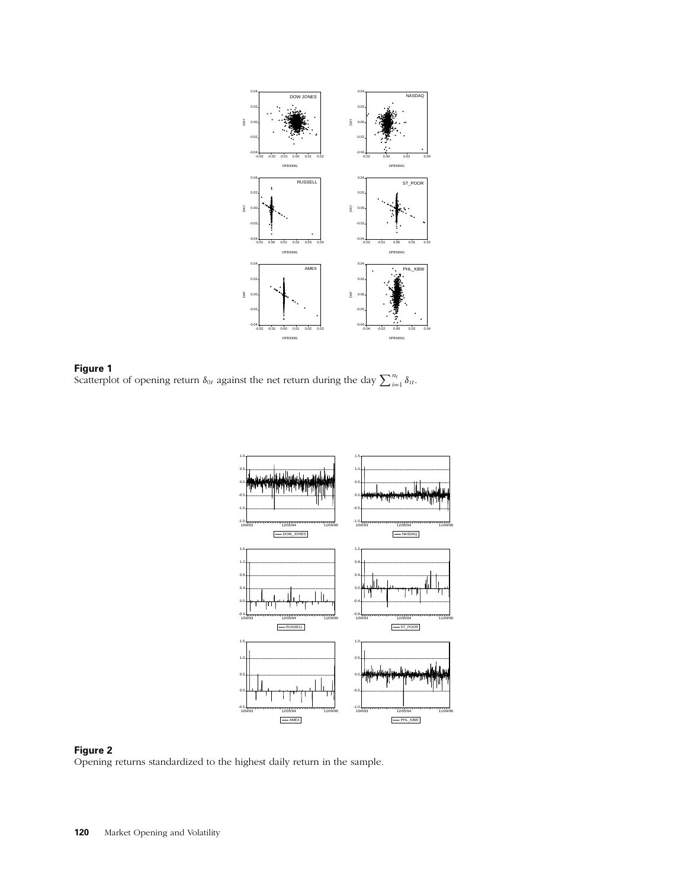**Figure 1**
Scatterplot of opening return $\delta_{0t}$ against the net return during the day $\sum_{i=1}^{n_t} \delta_{it}$.

**Figure 2**
Opening returns standardized to the highest daily return in the sample.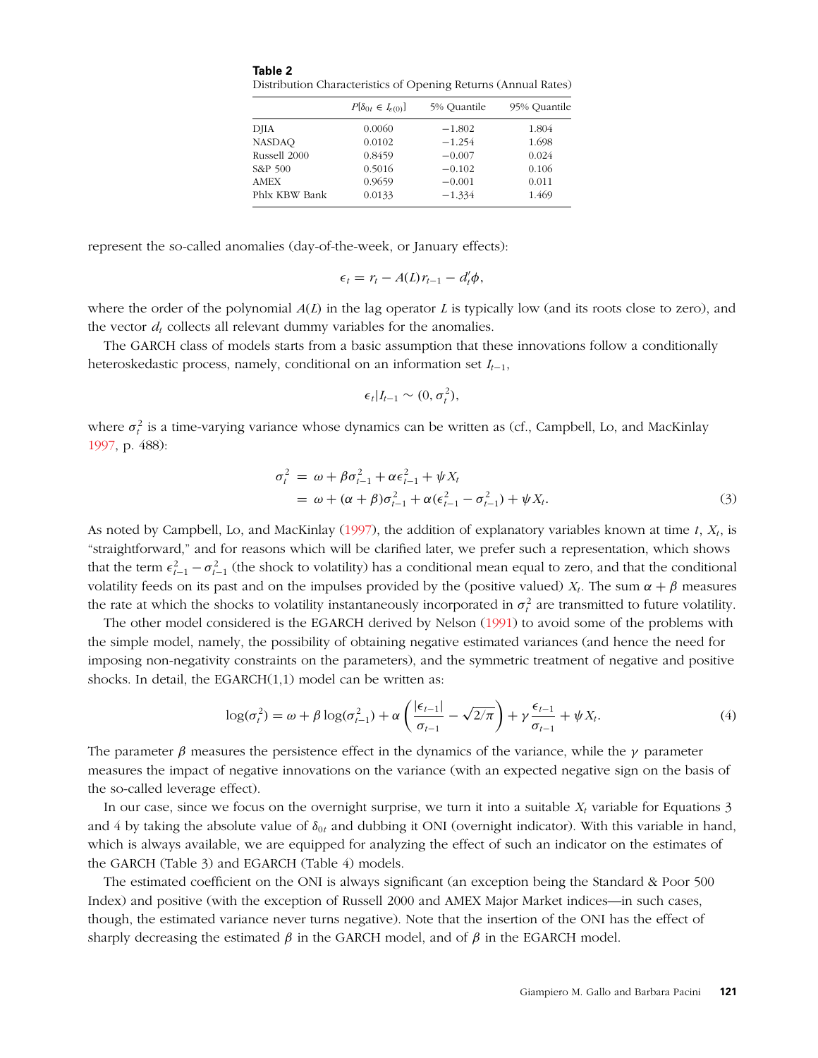**Table 2**
Distribution Characteristics of Opening Returns (Annual Rates)

| | $P[\delta_{0t} \in I_{\epsilon(0)}]$ | 5% Quantile | 95% Quantile |
|---|---|---|---|
| DJIA | 0.0060 | −1.802 | 1.804 |
| NASDAQ | 0.0102 | −1.254 | 1.698 |
| Russell 2000 | 0.8459 | −0.007 | 0.024 |
| S&P 500 | 0.5016 | −0.102 | 0.106 |
| AMEX | 0.9659 | −0.001 | 0.011 |
| Phlx KBW Bank | 0.0133 | −1.334 | 1.469 |

represent the so-called anomalies (day-of-the-week, or January effects):

$$\epsilon_t = r_t - A(L)r_{t-1} - d_t'\phi,$$

where the order of the polynomial $A(L)$ in the lag operator $L$ is typically low (and its roots close to zero), and the vector $d_t$ collects all relevant dummy variables for the anomalies.

The GARCH class of models starts from a basic assumption that these innovations follow a conditionally heteroskedastic process, namely, conditional on an information set $I_{t-1}$,

$$\epsilon_t | I_{t-1} \sim (0, \sigma_t^2),$$

where $\sigma_t^2$ is a time-varying variance whose dynamics can be written as (cf., Campbell, Lo, and MacKinlay 1997, p. 488):

$$\begin{aligned}
\sigma_t^2 &= \omega + \beta\sigma_{t-1}^2 + \alpha\epsilon_{t-1}^2 + \psi X_t \\
&= \omega + (\alpha + \beta)\sigma_{t-1}^2 + \alpha(\epsilon_{t-1}^2 - \sigma_{t-1}^2) + \psi X_t.
\end{aligned} \tag{3}$$

As noted by Campbell, Lo, and MacKinlay (1997), the addition of explanatory variables known at time $t$, $X_t$, is "straightforward," and for reasons which will be clarified later, we prefer such a representation, which shows that the term $\epsilon_{t-1}^2 - \sigma_{t-1}^2$ (the shock to volatility) has a conditional mean equal to zero, and that the conditional volatility feeds on its past and on the impulses provided by the (positive valued) $X_t$. The sum $\alpha + \beta$ measures the rate at which the shocks to volatility instantaneously incorporated in $\sigma_t^2$ are transmitted to future volatility.

The other model considered is the EGARCH derived by Nelson (1991) to avoid some of the problems with the simple model, namely, the possibility of obtaining negative estimated variances (and hence the need for imposing non-negativity constraints on the parameters), and the symmetric treatment of negative and positive shocks. In detail, the EGARCH(1,1) model can be written as:

$$\log(\sigma_t^2) = \omega + \beta\log(\sigma_{t-1}^2) + \alpha\left(\frac{|\epsilon_{t-1}|}{\sigma_{t-1}} - \sqrt{2/\pi}\right) + \gamma\frac{\epsilon_{t-1}}{\sigma_{t-1}} + \psi X_t. \tag{4}$$

The parameter $\beta$ measures the persistence effect in the dynamics of the variance, while the $\gamma$ parameter measures the impact of negative innovations on the variance (with an expected negative sign on the basis of the so-called leverage effect).

In our case, since we focus on the overnight surprise, we turn it into a suitable $X_t$ variable for Equations 3 and 4 by taking the absolute value of $\delta_{0t}$ and dubbing it ONI (overnight indicator). With this variable in hand, which is always available, we are equipped for analyzing the effect of such an indicator on the estimates of the GARCH (Table 3) and EGARCH (Table 4) models.

The estimated coefficient on the ONI is always significant (an exception being the Standard & Poor 500 Index) and positive (with the exception of Russell 2000 and AMEX Major Market indices—in such cases, though, the estimated variance never turns negative). Note that the insertion of the ONI has the effect of sharply decreasing the estimated $\beta$ in the GARCH model, and of $\beta$ in the EGARCH model.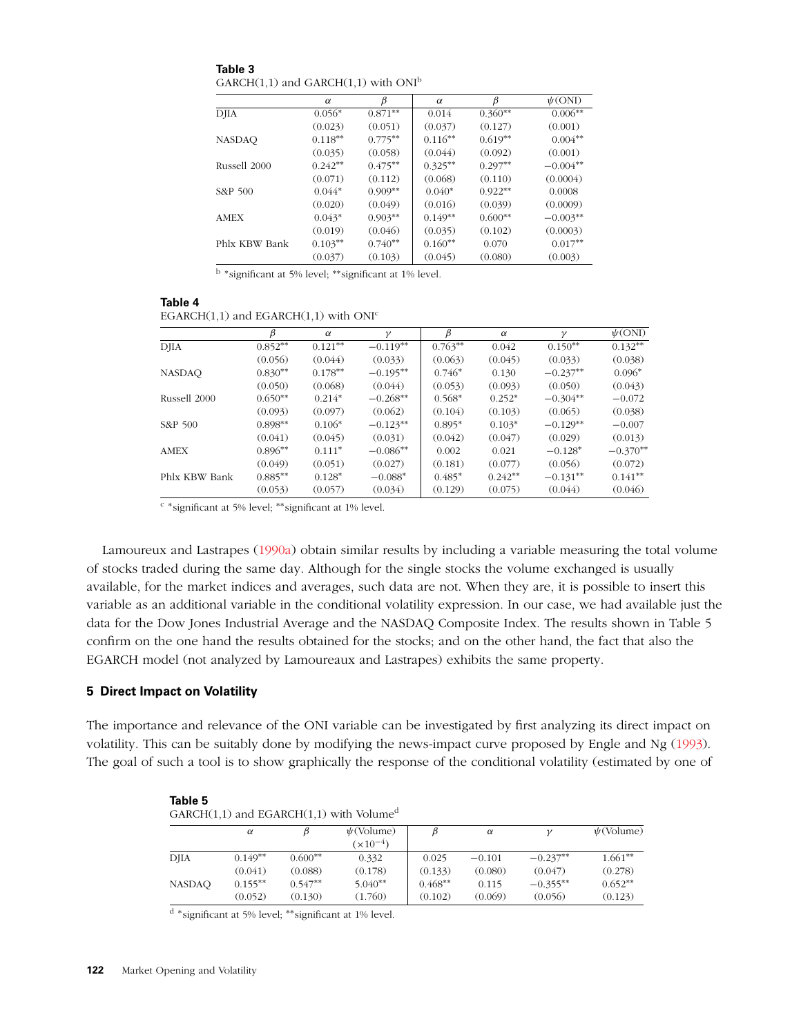**Table 3**
GARCH(1,1) and GARCH(1,1) with ONI[b]

| | $\alpha$ | $\beta$ | $\alpha$ | $\beta$ | $\psi$(ONI) |
|---|---|---|---|---|---|
| DJIA | 0.056* | 0.871** | 0.014 | 0.360** | 0.006** |
| | (0.023) | (0.051) | (0.037) | (0.127) | (0.001) |
| NASDAQ | 0.118** | 0.775** | 0.116** | 0.619** | 0.004** |
| | (0.035) | (0.058) | (0.044) | (0.092) | (0.001) |
| Russell 2000 | 0.242** | 0.475** | 0.325** | 0.297** | −0.004** |
| | (0.071) | (0.112) | (0.068) | (0.110) | (0.0004) |
| S&P 500 | 0.044* | 0.909** | 0.040* | 0.922** | 0.0008 |
| | (0.020) | (0.049) | (0.016) | (0.039) | (0.0009) |
| AMEX | 0.043* | 0.903** | 0.149** | 0.600** | −0.003** |
| | (0.019) | (0.046) | (0.035) | (0.102) | (0.0003) |
| Phlx KBW Bank | 0.103** | 0.740** | 0.160** | 0.070 | 0.017** |
| | (0.037) | (0.103) | (0.045) | (0.080) | (0.003) |

[b] *significant at 5% level; **significant at 1% level.

**Table 4**
EGARCH(1,1) and EGARCH(1,1) with ONI[c]

| | $\beta$ | $\alpha$ | $\gamma$ | $\beta$ | $\alpha$ | $\gamma$ | $\psi$(ONI) |
|---|---|---|---|---|---|---|---|
| DJIA | 0.852** | 0.121** | −0.119** | 0.763** | 0.042 | 0.150** | 0.132** |
| | (0.056) | (0.044) | (0.033) | (0.063) | (0.045) | (0.033) | (0.038) |
| NASDAQ | 0.830** | 0.178** | −0.195** | 0.746* | 0.130 | −0.237** | 0.096* |
| | (0.050) | (0.068) | (0.044) | (0.053) | (0.093) | (0.050) | (0.043) |
| Russell 2000 | 0.650** | 0.214* | −0.268** | 0.568* | 0.252* | −0.304** | −0.072 |
| | (0.093) | (0.097) | (0.062) | (0.104) | (0.103) | (0.065) | (0.038) |
| S&P 500 | 0.898** | 0.106* | −0.123** | 0.895* | 0.103* | −0.129** | −0.007 |
| | (0.041) | (0.045) | (0.031) | (0.042) | (0.047) | (0.029) | (0.013) |
| AMEX | 0.896** | 0.111* | −0.086** | 0.002 | 0.021 | −0.128* | −0.370** |
| | (0.049) | (0.051) | (0.027) | (0.181) | (0.077) | (0.056) | (0.072) |
| Phlx KBW Bank | 0.885** | 0.128* | −0.088* | 0.485* | 0.242** | −0.131** | 0.141** |
| | (0.053) | (0.057) | (0.034) | (0.129) | (0.075) | (0.044) | (0.046) |

[c] *significant at 5% level; **significant at 1% level.

Lamoureux and Lastrapes (1990a) obtain similar results by including a variable measuring the total volume of stocks traded during the same day. Although for the single stocks the volume exchanged is usually available, for the market indices and averages, such data are not. When they are, it is possible to insert this variable as an additional variable in the conditional volatility expression. In our case, we had available just the data for the Dow Jones Industrial Average and the NASDAQ Composite Index. The results shown in Table 5 confirm on the one hand the results obtained for the stocks; and on the other hand, the fact that also the EGARCH model (not analyzed by Lamoureaux and Lastrapes) exhibits the same property.

## 5 Direct Impact on Volatility

The importance and relevance of the ONI variable can be investigated by first analyzing its direct impact on volatility. This can be suitably done by modifying the news-impact curve proposed by Engle and Ng (1993). The goal of such a tool is to show graphically the response of the conditional volatility (estimated by one of

**Table 5**
GARCH(1,1) and EGARCH(1,1) with Volume[d]

| | $\alpha$ | $\beta$ | $\psi$(Volume) $(\times 10^{-4})$ | $\beta$ | $\alpha$ | $\gamma$ | $\psi$(Volume) |
|---|---|---|---|---|---|---|---|
| DJIA | 0.149** | 0.600** | 0.332 | 0.025 | −0.101 | −0.237** | 1.661** |
| | (0.041) | (0.088) | (0.178) | (0.133) | (0.080) | (0.047) | (0.278) |
| NASDAQ | 0.155** | 0.547** | 5.040** | 0.468** | 0.115 | −0.355** | 0.652** |
| | (0.052) | (0.130) | (1.760) | (0.102) | (0.069) | (0.056) | (0.123) |

[d] *significant at 5% level; **significant at 1% level.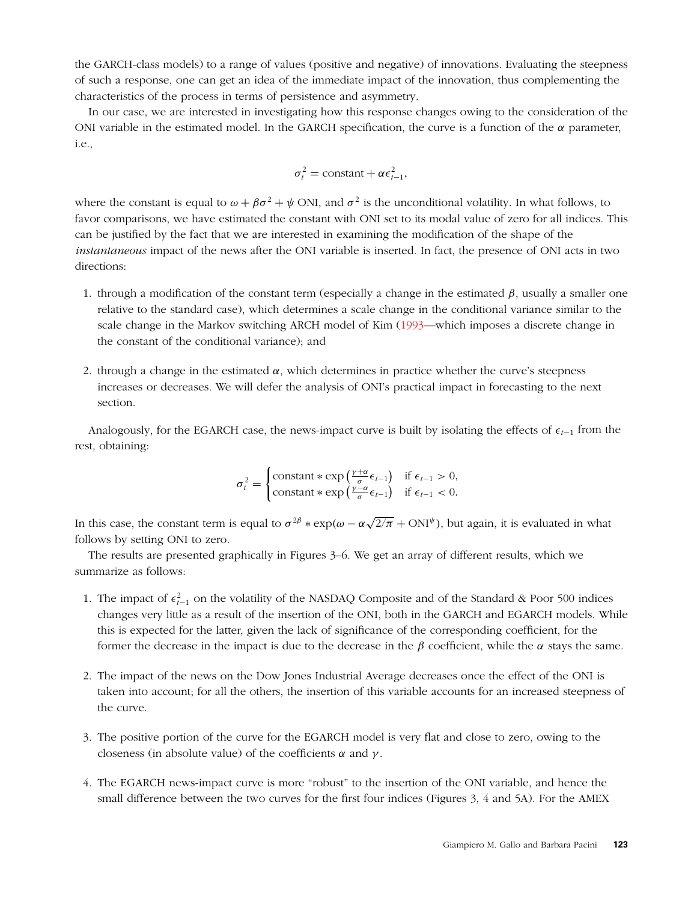the GARCH-class models) to a range of values (positive and negative) of innovations. Evaluating the steepness of such a response, one can get an idea of the immediate impact of the innovation, thus complementing the characteristics of the process in terms of persistence and asymmetry.

In our case, we are interested in investigating how this response changes owing to the consideration of the ONI variable in the estimated model. In the GARCH specification, the curve is a function of the $\alpha$ parameter, i.e.,

$$\sigma_t^2 = \text{constant} + \alpha\epsilon_{t-1}^2,$$

where the constant is equal to $\omega + \beta\sigma^2 + \psi$ ONI, and $\sigma^2$ is the unconditional volatility. In what follows, to favor comparisons, we have estimated the constant with ONI set to its modal value of zero for all indices. This can be justified by the fact that we are interested in examining the modification of the shape of the *instantaneous* impact of the news after the ONI variable is inserted. In fact, the presence of ONI acts in two directions:

1. through a modification of the constant term (especially a change in the estimated $\beta$, usually a smaller one relative to the standard case), which determines a scale change in the conditional variance similar to the scale change in the Markov switching ARCH model of Kim (1993—which imposes a discrete change in the constant of the conditional variance); and
2. through a change in the estimated $\alpha$, which determines in practice whether the curve's steepness increases or decreases. We will defer the analysis of ONI's practical impact in forecasting to the next section.

Analogously, for the EGARCH case, the news-impact curve is built by isolating the effects of $\epsilon_{t-1}$ from the rest, obtaining:

$$\sigma_t^2 = \begin{cases} \text{constant} * \exp\left(\frac{\gamma+\alpha}{\sigma}\epsilon_{t-1}\right) & \text{if } \epsilon_{t-1} > 0, \\ \text{constant} * \exp\left(\frac{\gamma-\alpha}{\sigma}\epsilon_{t-1}\right) & \text{if } \epsilon_{t-1} < 0. \end{cases}$$

In this case, the constant term is equal to $\sigma^{2\beta} * \exp(\omega - \alpha\sqrt{2/\pi} + \text{ONI}^{\psi})$, but again, it is evaluated in what follows by setting ONI to zero.

The results are presented graphically in Figures 3–6. We get an array of different results, which we summarize as follows:

1. The impact of $\epsilon_{t-1}^2$ on the volatility of the NASDAQ Composite and of the Standard & Poor 500 indices changes very little as a result of the insertion of the ONI, both in the GARCH and EGARCH models. While this is expected for the latter, given the lack of significance of the corresponding coefficient, for the former the decrease in the impact is due to the decrease in the $\beta$ coefficient, while the $\alpha$ stays the same.
2. The impact of the news on the Dow Jones Industrial Average decreases once the effect of the ONI is taken into account; for all the others, the insertion of this variable accounts for an increased steepness of the curve.
3. The positive portion of the curve for the EGARCH model is very flat and close to zero, owing to the closeness (in absolute value) of the coefficients $\alpha$ and $\gamma$.
4. The EGARCH news-impact curve is more "robust" to the insertion of the ONI variable, and hence the small difference between the two curves for the first four indices (Figures 3, 4 and 5A). For the AMEX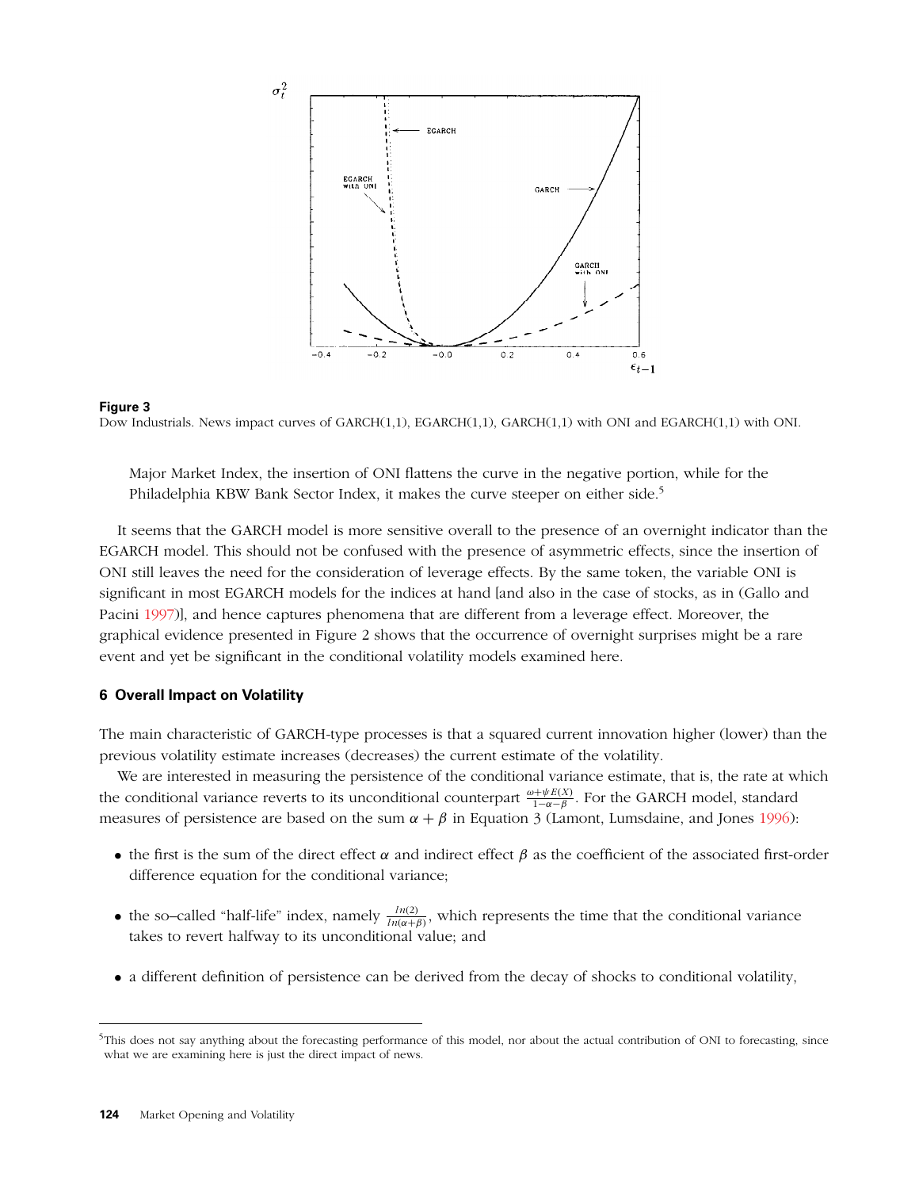**Figure 3**
Dow Industrials. News impact curves of GARCH(1,1), EGARCH(1,1), GARCH(1,1) with ONI and EGARCH(1,1) with ONI.

Major Market Index, the insertion of ONI flattens the curve in the negative portion, while for the Philadelphia KBW Bank Sector Index, it makes the curve steeper on either side.[5]

It seems that the GARCH model is more sensitive overall to the presence of an overnight indicator than the EGARCH model. This should not be confused with the presence of asymmetric effects, since the insertion of ONI still leaves the need for the consideration of leverage effects. By the same token, the variable ONI is significant in most EGARCH models for the indices at hand [and also in the case of stocks, as in (Gallo and Pacini 1997)], and hence captures phenomena that are different from a leverage effect. Moreover, the graphical evidence presented in Figure 2 shows that the occurrence of overnight surprises might be a rare event and yet be significant in the conditional volatility models examined here.

## 6 Overall Impact on Volatility

The main characteristic of GARCH-type processes is that a squared current innovation higher (lower) than the previous volatility estimate increases (decreases) the current estimate of the volatility.

We are interested in measuring the persistence of the conditional variance estimate, that is, the rate at which the conditional variance reverts to its unconditional counterpart $\frac{\omega+\psi E(X)}{1-\alpha-\beta}$. For the GARCH model, standard measures of persistence are based on the sum $\alpha + \beta$ in Equation 3 (Lamont, Lumsdaine, and Jones 1996):

- the first is the sum of the direct effect $\alpha$ and indirect effect $\beta$ as the coefficient of the associated first-order difference equation for the conditional variance;
- the so–called "half-life" index, namely $\frac{ln(2)}{ln(\alpha+\beta)}$, which represents the time that the conditional variance takes to revert halfway to its unconditional value; and
- a different definition of persistence can be derived from the decay of shocks to conditional volatility,

[5] This does not say anything about the forecasting performance of this model, nor about the actual contribution of ONI to forecasting, since what we are examining here is just the direct impact of news.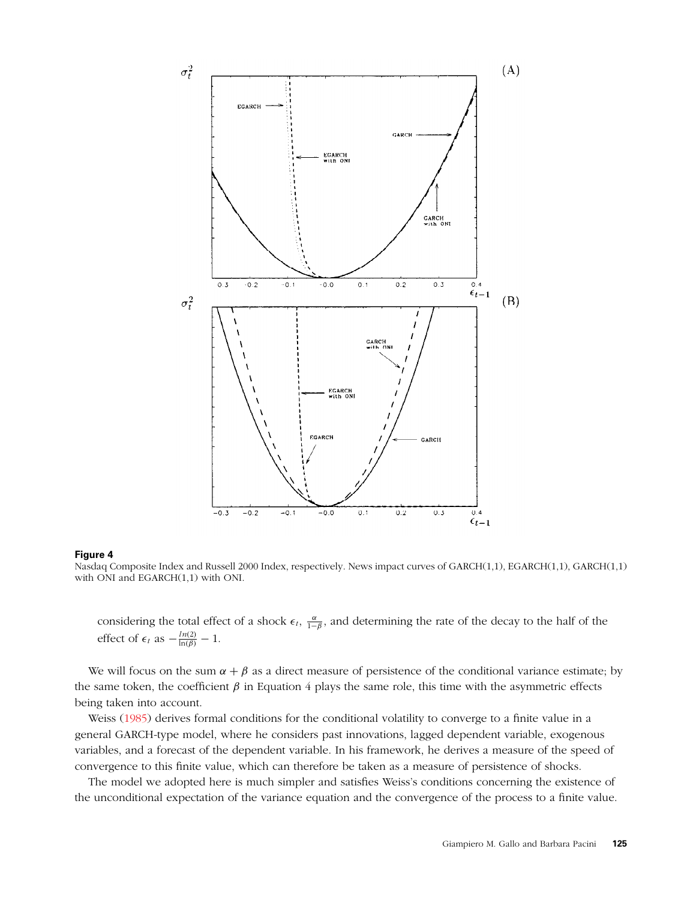**Figure 4**
Nasdaq Composite Index and Russell 2000 Index, respectively. News impact curves of GARCH(1,1), EGARCH(1,1), GARCH(1,1) with ONI and EGARCH(1,1) with ONI.

considering the total effect of a shock $\epsilon_t$, $\frac{\alpha}{1-\beta}$, and determining the rate of the decay to the half of the effect of $\epsilon_t$ as $-\frac{ln(2)}{\ln(\beta)} - 1$.

We will focus on the sum $\alpha + \beta$ as a direct measure of persistence of the conditional variance estimate; by the same token, the coefficient $\beta$ in Equation 4 plays the same role, this time with the asymmetric effects being taken into account.

Weiss (1985) derives formal conditions for the conditional volatility to converge to a finite value in a general GARCH-type model, where he considers past innovations, lagged dependent variable, exogenous variables, and a forecast of the dependent variable. In his framework, he derives a measure of the speed of convergence to this finite value, which can therefore be taken as a measure of persistence of shocks.

The model we adopted here is much simpler and satisfies Weiss's conditions concerning the existence of the unconditional expectation of the variance equation and the convergence of the process to a finite value.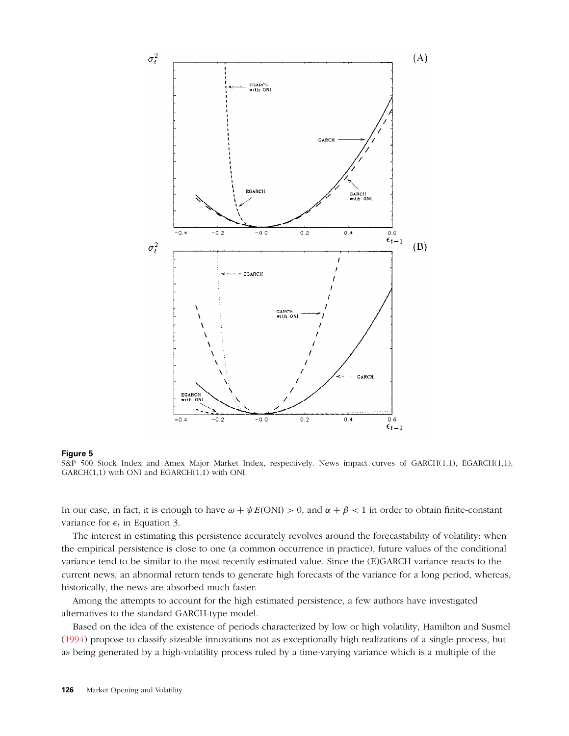**Figure 5**
S&P 500 Stock Index and Amex Major Market Index, respectively. News impact curves of GARCH(1,1), EGARCH(1,1), GARCH(1,1) with ONI and EGARCH(1,1) with ONI.

In our case, in fact, it is enough to have $\omega + \psi E(\text{ONI}) > 0$, and $\alpha + \beta < 1$ in order to obtain finite-constant variance for $\epsilon_t$ in Equation 3.

The interest in estimating this persistence accurately revolves around the forecastability of volatility: when the empirical persistence is close to one (a common occurrence in practice), future values of the conditional variance tend to be similar to the most recently estimated value. Since the (E)GARCH variance reacts to the current news, an abnormal return tends to generate high forecasts of the variance for a long period, whereas, historically, the news are absorbed much faster.

Among the attempts to account for the high estimated persistence, a few authors have investigated alternatives to the standard GARCH-type model.

Based on the idea of the existence of periods characterized by low or high volatility, Hamilton and Susmel (1994) propose to classify sizeable innovations not as exceptionally high realizations of a single process, but as being generated by a high-volatility process ruled by a time-varying variance which is a multiple of the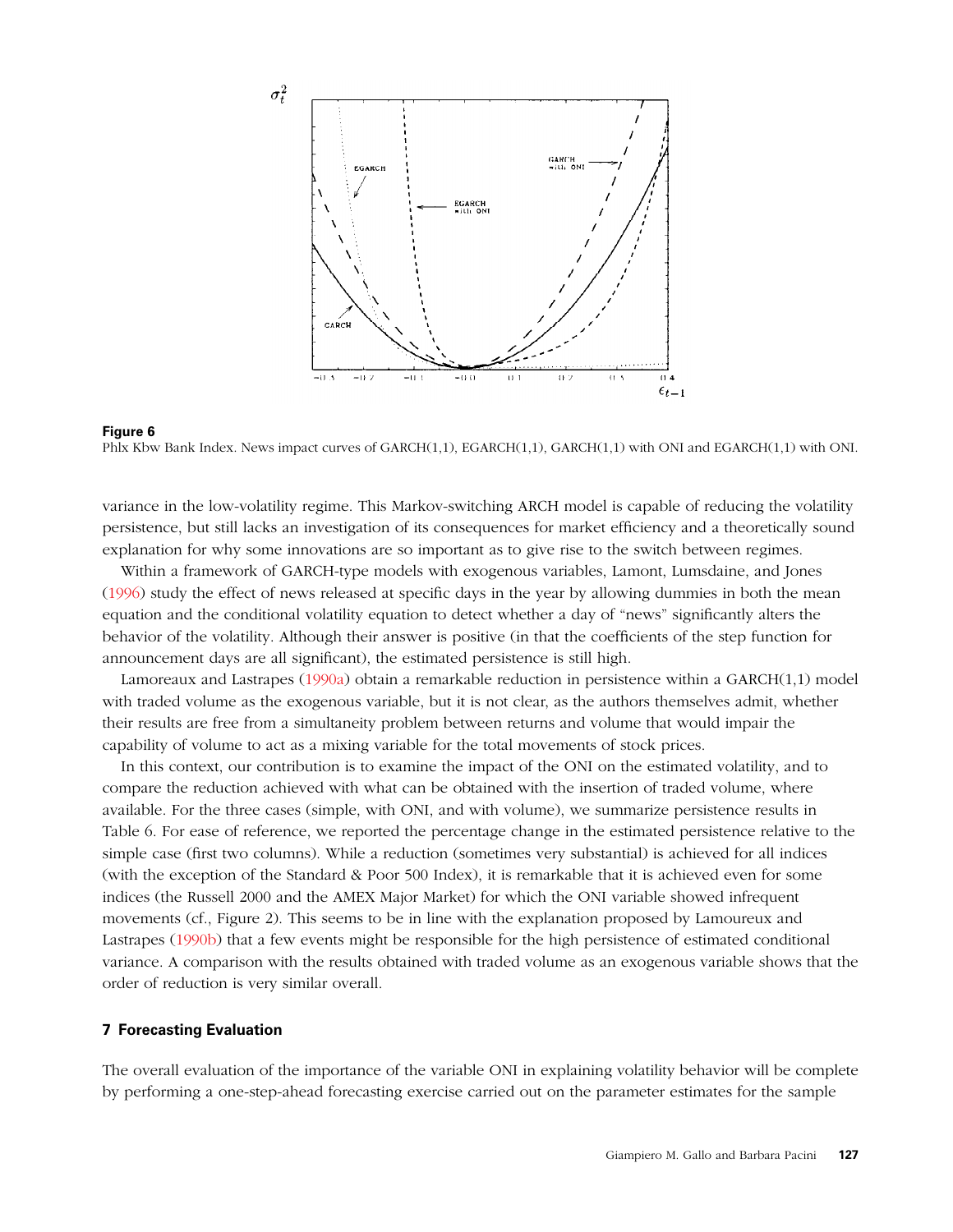**Figure 6**
Phlx Kbw Bank Index. News impact curves of GARCH(1,1), EGARCH(1,1), GARCH(1,1) with ONI and EGARCH(1,1) with ONI.

variance in the low-volatility regime. This Markov-switching ARCH model is capable of reducing the volatility persistence, but still lacks an investigation of its consequences for market efficiency and a theoretically sound explanation for why some innovations are so important as to give rise to the switch between regimes.

Within a framework of GARCH-type models with exogenous variables, Lamont, Lumsdaine, and Jones (1996) study the effect of news released at specific days in the year by allowing dummies in both the mean equation and the conditional volatility equation to detect whether a day of "news" significantly alters the behavior of the volatility. Although their answer is positive (in that the coefficients of the step function for announcement days are all significant), the estimated persistence is still high.

Lamoreaux and Lastrapes (1990a) obtain a remarkable reduction in persistence within a GARCH(1,1) model with traded volume as the exogenous variable, but it is not clear, as the authors themselves admit, whether their results are free from a simultaneity problem between returns and volume that would impair the capability of volume to act as a mixing variable for the total movements of stock prices.

In this context, our contribution is to examine the impact of the ONI on the estimated volatility, and to compare the reduction achieved with what can be obtained with the insertion of traded volume, where available. For the three cases (simple, with ONI, and with volume), we summarize persistence results in Table 6. For ease of reference, we reported the percentage change in the estimated persistence relative to the simple case (first two columns). While a reduction (sometimes very substantial) is achieved for all indices (with the exception of the Standard & Poor 500 Index), it is remarkable that it is achieved even for some indices (the Russell 2000 and the AMEX Major Market) for which the ONI variable showed infrequent movements (cf., Figure 2). This seems to be in line with the explanation proposed by Lamoureux and Lastrapes (1990b) that a few events might be responsible for the high persistence of estimated conditional variance. A comparison with the results obtained with traded volume as an exogenous variable shows that the order of reduction is very similar overall.

## 7 Forecasting Evaluation

The overall evaluation of the importance of the variable ONI in explaining volatility behavior will be complete by performing a one-step-ahead forecasting exercise carried out on the parameter estimates for the sample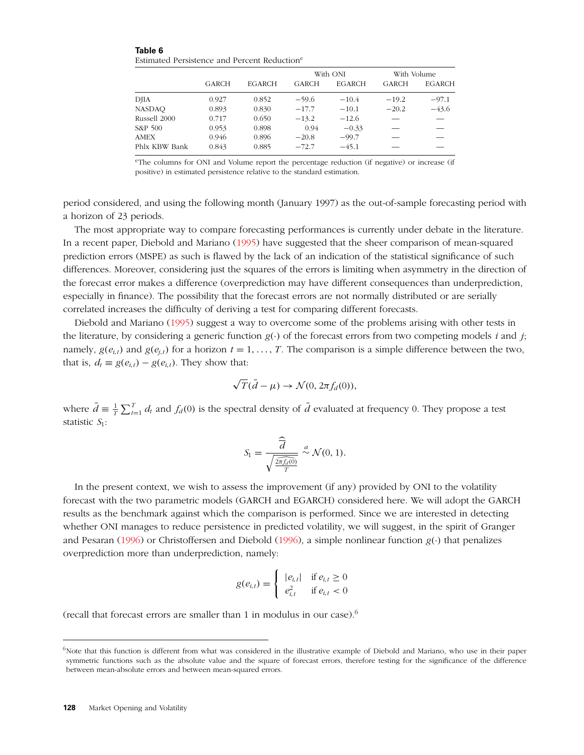**Table 6**
Estimated Persistence and Percent Reduction[c]

| | GARCH | EGARCH | With ONI | | With Volume | |
|---|---|---|---|---|---|---|
| | | | GARCH | EGARCH | GARCH | EGARCH |
| DJIA | 0.927 | 0.852 | −59.6 | −10.4 | −19.2 | −97.1 |
| NASDAQ | 0.893 | 0.830 | −17.7 | −10.1 | −20.2 | −43.6 |
| Russell 2000 | 0.717 | 0.650 | −13.2 | −12.6 | — | — |
| S&P 500 | 0.953 | 0.898 | 0.94 | −0.33 | — | — |
| AMEX | 0.946 | 0.896 | −20.8 | −99.7 | — | — |
| Phlx KBW Bank | 0.843 | 0.885 | −72.7 | −45.1 | — | — |

[c]The columns for ONI and Volume report the percentage reduction (if negative) or increase (if positive) in estimated persistence relative to the standard estimation.

period considered, and using the following month (January 1997) as the out-of-sample forecasting period with a horizon of 23 periods.

The most appropriate way to compare forecasting performances is currently under debate in the literature. In a recent paper, Diebold and Mariano (1995) have suggested that the sheer comparison of mean-squared prediction errors (MSPE) as such is flawed by the lack of an indication of the statistical significance of such differences. Moreover, considering just the squares of the errors is limiting when asymmetry in the direction of the forecast error makes a difference (overprediction may have different consequences than underprediction, especially in finance). The possibility that the forecast errors are not normally distributed or are serially correlated increases the difficulty of deriving a test for comparing different forecasts.

Diebold and Mariano (1995) suggest a way to overcome some of the problems arising with other tests in the literature, by considering a generic function $g(\cdot)$ of the forecast errors from two competing models $i$ and $j$; namely, $g(e_{i,t})$ and $g(e_{j,t})$ for a horizon $t = 1, \ldots, T$. The comparison is a simple difference between the two, that is, $d_t \equiv g(e_{i,t}) - g(e_{i,t})$. They show that:

$$\sqrt{T}(\bar{d} - \mu) \rightarrow \mathcal{N}(0, 2\pi f_d(0)),$$

where $\bar{d} \equiv \frac{1}{T}\sum_{t=1}^{T} d_t$ and $f_d(0)$ is the spectral density of $\bar{d}$ evaluated at frequency 0. They propose a test statistic $S_1$:

$$S_1 = \frac{\widehat{\bar{d}}}{\sqrt{\frac{2\pi \widehat{f_d(0)}}{T}}} \overset{a}{\sim} \mathcal{N}(0, 1).$$

In the present context, we wish to assess the improvement (if any) provided by ONI to the volatility forecast with the two parametric models (GARCH and EGARCH) considered here. We will adopt the GARCH results as the benchmark against which the comparison is performed. Since we are interested in detecting whether ONI manages to reduce persistence in predicted volatility, we will suggest, in the spirit of Granger and Pesaran (1996) or Christoffersen and Diebold (1996), a simple nonlinear function $g(\cdot)$ that penalizes overprediction more than underprediction, namely:

$$g(e_{i,t}) = \begin{cases} |e_{i,t}| & \text{if } e_{i,t} \geq 0 \\ e_{i,t}^2 & \text{if } e_{i,t} < 0 \end{cases}$$

(recall that forecast errors are smaller than 1 in modulus in our case).[6]

[6]Note that this function is different from what was considered in the illustrative example of Diebold and Mariano, who use in their paper symmetric functions such as the absolute value and the square of forecast errors, therefore testing for the significance of the difference between mean-absolute errors and between mean-squared errors.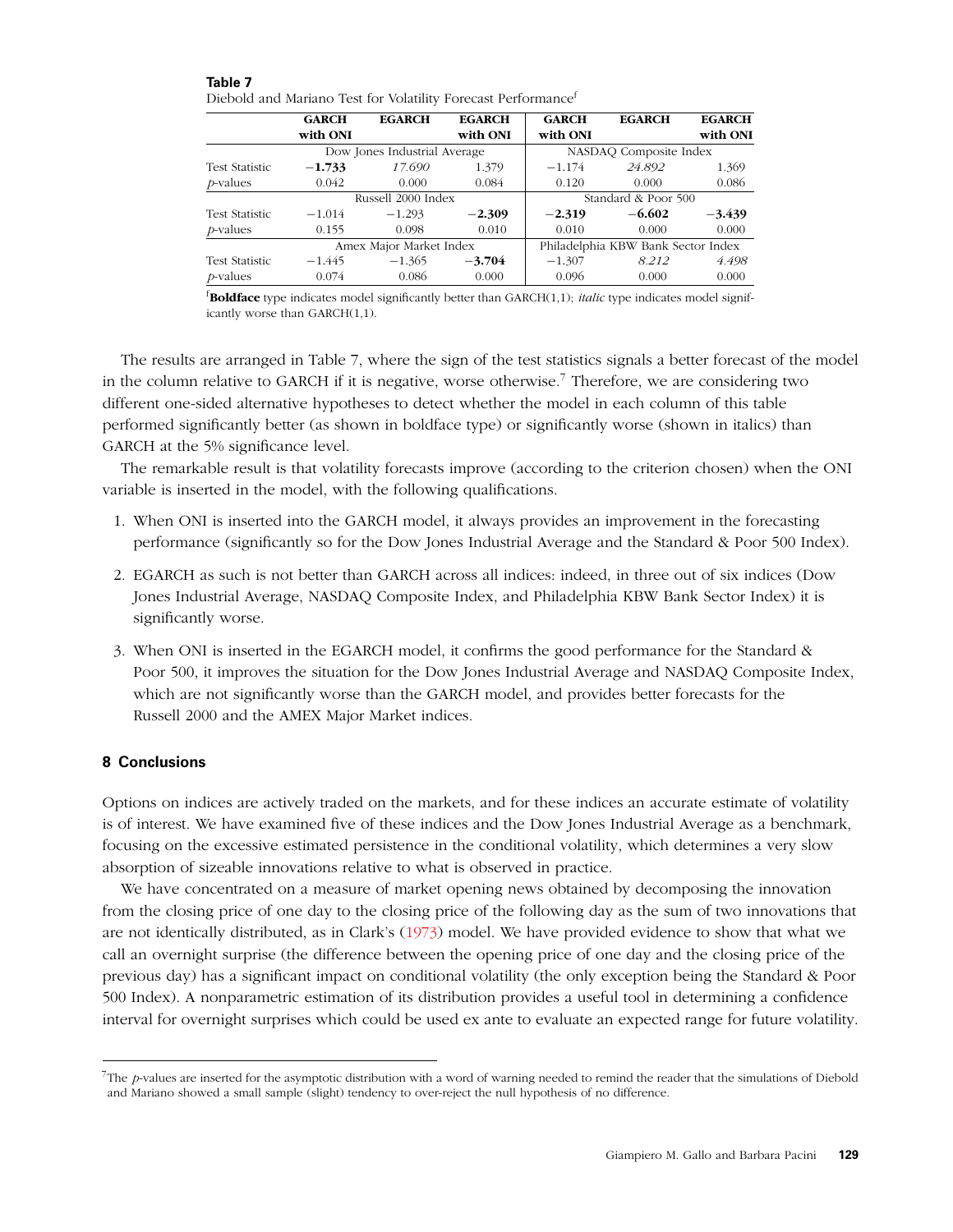**Table 7**
Diebold and Mariano Test for Volatility Forecast Performance[f]

| | GARCH with ONI | EGARCH | EGARCH with ONI | GARCH with ONI | EGARCH | EGARCH with ONI |
|---|---|---|---|---|---|---|
| | Dow Jones Industrial Average | | | NASDAQ Composite Index | | |
| Test Statistic | **−1.733** | *17.690* | 1.379 | −1.174 | *24.892* | 1.369 |
| *p*-values | 0.042 | 0.000 | 0.084 | 0.120 | 0.000 | 0.086 |
| | Russell 2000 Index | | | Standard & Poor 500 | | |
| Test Statistic | −1.014 | −1.293 | **−2.309** | **−2.319** | **−6.602** | **−3.439** |
| *p*-values | 0.155 | 0.098 | 0.010 | 0.010 | 0.000 | 0.000 |
| | Amex Major Market Index | | | Philadelphia KBW Bank Sector Index | | |
| Test Statistic | −1.445 | −1.365 | **−3.704** | −1.307 | *8.212* | *4.498* |
| *p*-values | 0.074 | 0.086 | 0.000 | 0.096 | 0.000 | 0.000 |

[f]**Boldface** type indicates model significantly better than GARCH(1,1); *italic* type indicates model significantly worse than GARCH(1,1).

The results are arranged in Table 7, where the sign of the test statistics signals a better forecast of the model in the column relative to GARCH if it is negative, worse otherwise.[7] Therefore, we are considering two different one-sided alternative hypotheses to detect whether the model in each column of this table performed significantly better (as shown in boldface type) or significantly worse (shown in italics) than GARCH at the 5% significance level.

The remarkable result is that volatility forecasts improve (according to the criterion chosen) when the ONI variable is inserted in the model, with the following qualifications.

1. When ONI is inserted into the GARCH model, it always provides an improvement in the forecasting performance (significantly so for the Dow Jones Industrial Average and the Standard & Poor 500 Index).
2. EGARCH as such is not better than GARCH across all indices: indeed, in three out of six indices (Dow Jones Industrial Average, NASDAQ Composite Index, and Philadelphia KBW Bank Sector Index) it is significantly worse.
3. When ONI is inserted in the EGARCH model, it confirms the good performance for the Standard & Poor 500, it improves the situation for the Dow Jones Industrial Average and NASDAQ Composite Index, which are not significantly worse than the GARCH model, and provides better forecasts for the Russell 2000 and the AMEX Major Market indices.

## 8 Conclusions

Options on indices are actively traded on the markets, and for these indices an accurate estimate of volatility is of interest. We have examined five of these indices and the Dow Jones Industrial Average as a benchmark, focusing on the excessive estimated persistence in the conditional volatility, which determines a very slow absorption of sizeable innovations relative to what is observed in practice.

We have concentrated on a measure of market opening news obtained by decomposing the innovation from the closing price of one day to the closing price of the following day as the sum of two innovations that are not identically distributed, as in Clark's (1973) model. We have provided evidence to show that what we call an overnight surprise (the difference between the opening price of one day and the closing price of the previous day) has a significant impact on conditional volatility (the only exception being the Standard & Poor 500 Index). A nonparametric estimation of its distribution provides a useful tool in determining a confidence interval for overnight surprises which could be used ex ante to evaluate an expected range for future volatility.

[7]The *p*-values are inserted for the asymptotic distribution with a word of warning needed to remind the reader that the simulations of Diebold and Mariano showed a small sample (slight) tendency to over-reject the null hypothesis of no difference.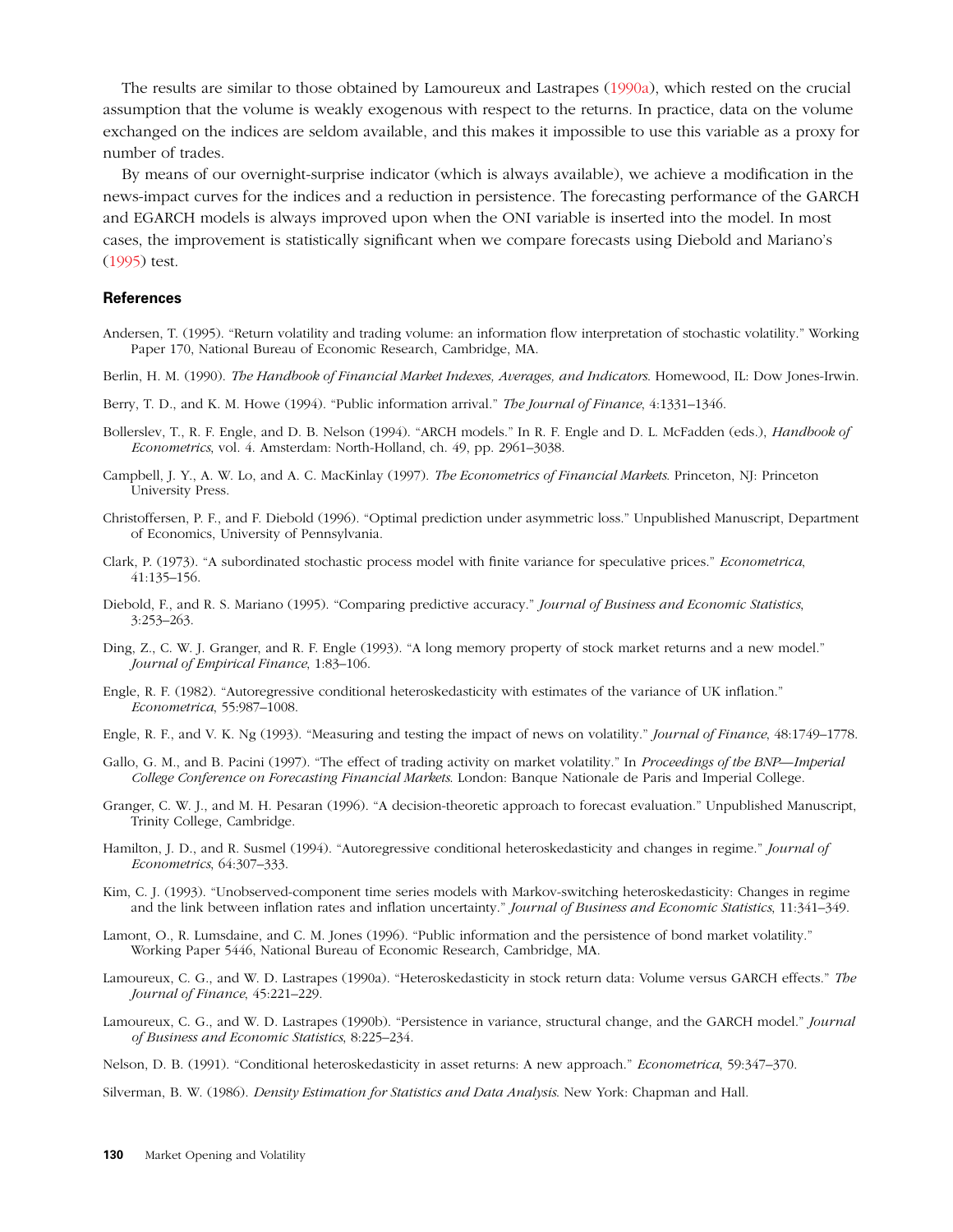The results are similar to those obtained by Lamoureux and Lastrapes (1990a), which rested on the crucial assumption that the volume is weakly exogenous with respect to the returns. In practice, data on the volume exchanged on the indices are seldom available, and this makes it impossible to use this variable as a proxy for number of trades.

By means of our overnight-surprise indicator (which is always available), we achieve a modification in the news-impact curves for the indices and a reduction in persistence. The forecasting performance of the GARCH and EGARCH models is always improved upon when the ONI variable is inserted into the model. In most cases, the improvement is statistically significant when we compare forecasts using Diebold and Mariano's (1995) test.

### References

Andersen, T. (1995). "Return volatility and trading volume: an information flow interpretation of stochastic volatility." Working Paper 170, National Bureau of Economic Research, Cambridge, MA.

Berlin, H. M. (1990). *The Handbook of Financial Market Indexes, Averages, and Indicators.* Homewood, IL: Dow Jones-Irwin.

Berry, T. D., and K. M. Howe (1994). "Public information arrival." *The Journal of Finance*, 4:1331–1346.

Bollerslev, T., R. F. Engle, and D. B. Nelson (1994). "ARCH models." In R. F. Engle and D. L. McFadden (eds.), *Handbook of Econometrics*, vol. 4. Amsterdam: North-Holland, ch. 49, pp. 2961–3038.

Campbell, J. Y., A. W. Lo, and A. C. MacKinlay (1997). *The Econometrics of Financial Markets.* Princeton, NJ: Princeton University Press.

Christoffersen, P. F., and F. Diebold (1996). "Optimal prediction under asymmetric loss." Unpublished Manuscript, Department of Economics, University of Pennsylvania.

Clark, P. (1973). "A subordinated stochastic process model with finite variance for speculative prices." *Econometrica*, 41:135–156.

Diebold, F., and R. S. Mariano (1995). "Comparing predictive accuracy." *Journal of Business and Economic Statistics*, 3:253–263.

Ding, Z., C. W. J. Granger, and R. F. Engle (1993). "A long memory property of stock market returns and a new model." *Journal of Empirical Finance*, 1:83–106.

Engle, R. F. (1982). "Autoregressive conditional heteroskedasticity with estimates of the variance of UK inflation." *Econometrica*, 55:987–1008.

Engle, R. F., and V. K. Ng (1993). "Measuring and testing the impact of news on volatility." *Journal of Finance*, 48:1749–1778.

Gallo, G. M., and B. Pacini (1997). "The effect of trading activity on market volatility." In *Proceedings of the BNP—Imperial College Conference on Forecasting Financial Markets.* London: Banque Nationale de Paris and Imperial College.

Granger, C. W. J., and M. H. Pesaran (1996). "A decision-theoretic approach to forecast evaluation." Unpublished Manuscript, Trinity College, Cambridge.

Hamilton, J. D., and R. Susmel (1994). "Autoregressive conditional heteroskedasticity and changes in regime." *Journal of Econometrics*, 64:307–333.

Kim, C. J. (1993). "Unobserved-component time series models with Markov-switching heteroskedasticity: Changes in regime and the link between inflation rates and inflation uncertainty." *Journal of Business and Economic Statistics*, 11:341–349.

Lamont, O., R. Lumsdaine, and C. M. Jones (1996). "Public information and the persistence of bond market volatility." Working Paper 5446, National Bureau of Economic Research, Cambridge, MA.

Lamoureux, C. G., and W. D. Lastrapes (1990a). "Heteroskedasticity in stock return data: Volume versus GARCH effects." *The Journal of Finance*, 45:221–229.

Lamoureux, C. G., and W. D. Lastrapes (1990b). "Persistence in variance, structural change, and the GARCH model." *Journal of Business and Economic Statistics*, 8:225–234.

Nelson, D. B. (1991). "Conditional heteroskedasticity in asset returns: A new approach." *Econometrica*, 59:347–370.

Silverman, B. W. (1986). *Density Estimation for Statistics and Data Analysis.* New York: Chapman and Hall.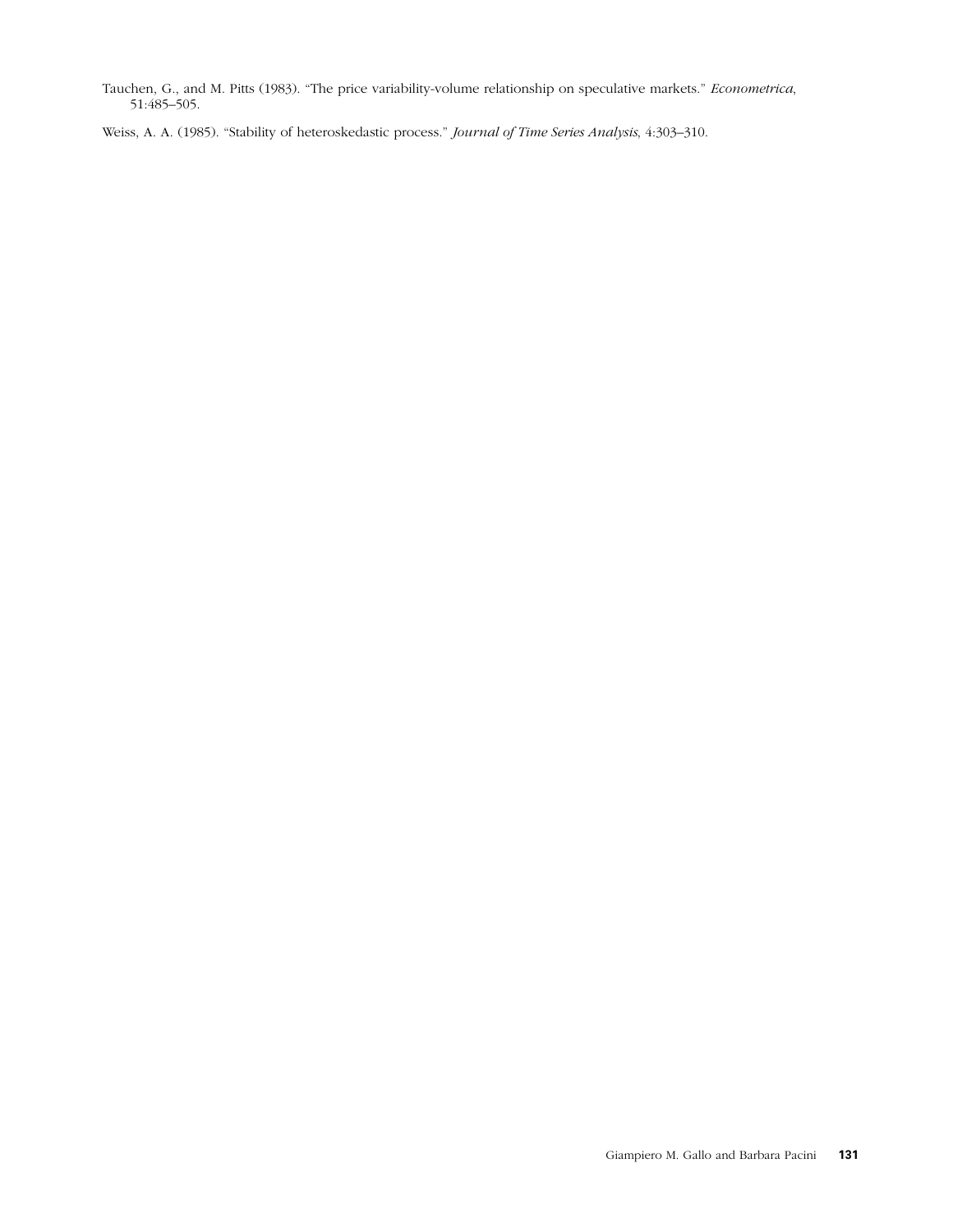Tauchen, G., and M. Pitts (1983). "The price variability-volume relationship on speculative markets." *Econometrica*, 51:485–505.

Weiss, A. A. (1985). "Stability of heteroskedastic process." *Journal of Time Series Analysis*, 4:303–310.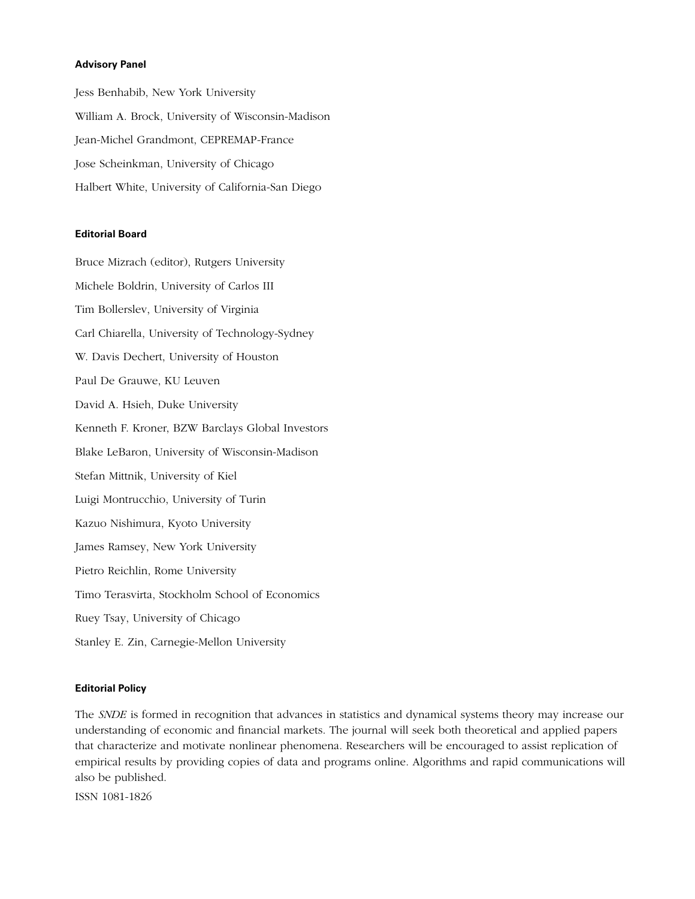### Advisory Panel

Jess Benhabib, New York University

William A. Brock, University of Wisconsin-Madison

Jean-Michel Grandmont, CEPREMAP-France

Jose Scheinkman, University of Chicago

Halbert White, University of California-San Diego

### Editorial Board

Bruce Mizrach (editor), Rutgers University

Michele Boldrin, University of Carlos III

Tim Bollerslev, University of Virginia

Carl Chiarella, University of Technology-Sydney

W. Davis Dechert, University of Houston

Paul De Grauwe, KU Leuven

David A. Hsieh, Duke University

Kenneth F. Kroner, BZW Barclays Global Investors

Blake LeBaron, University of Wisconsin-Madison

Stefan Mittnik, University of Kiel

Luigi Montrucchio, University of Turin

Kazuo Nishimura, Kyoto University

James Ramsey, New York University

Pietro Reichlin, Rome University

Timo Terasvirta, Stockholm School of Economics

Ruey Tsay, University of Chicago

Stanley E. Zin, Carnegie-Mellon University

### Editorial Policy

The *SNDE* is formed in recognition that advances in statistics and dynamical systems theory may increase our understanding of economic and financial markets. The journal will seek both theoretical and applied papers that characterize and motivate nonlinear phenomena. Researchers will be encouraged to assist replication of empirical results by providing copies of data and programs online. Algorithms and rapid communications will also be published.

ISSN 1081-1826